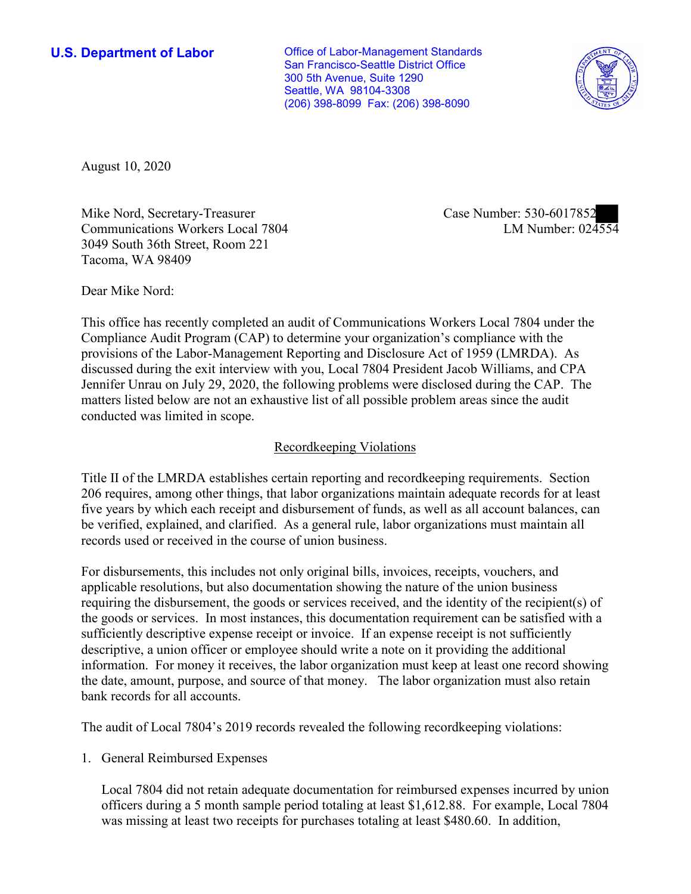**U.S. Department of Labor**

Office of Labor-Management Standards
San Francisco-Seattle District Office
300 5th Avenue, Suite 1290
Seattle, WA 98104-3308
(206) 398-8099 Fax: (206) 398-8090

August 10, 2020

Mike Nord, Secretary-Treasurer
Communications Workers Local 7804
3049 South 36th Street, Room 221
Tacoma, WA 98409

Case Number: 530-6017852
LM Number: 024554

Dear Mike Nord:

This office has recently completed an audit of Communications Workers Local 7804 under the Compliance Audit Program (CAP) to determine your organization's compliance with the provisions of the Labor-Management Reporting and Disclosure Act of 1959 (LMRDA). As discussed during the exit interview with you, Local 7804 President Jacob Williams, and CPA Jennifer Unrau on July 29, 2020, the following problems were disclosed during the CAP. The matters listed below are not an exhaustive list of all possible problem areas since the audit conducted was limited in scope.

## Recordkeeping Violations

Title II of the LMRDA establishes certain reporting and recordkeeping requirements. Section 206 requires, among other things, that labor organizations maintain adequate records for at least five years by which each receipt and disbursement of funds, as well as all account balances, can be verified, explained, and clarified. As a general rule, labor organizations must maintain all records used or received in the course of union business.

For disbursements, this includes not only original bills, invoices, receipts, vouchers, and applicable resolutions, but also documentation showing the nature of the union business requiring the disbursement, the goods or services received, and the identity of the recipient(s) of the goods or services. In most instances, this documentation requirement can be satisfied with a sufficiently descriptive expense receipt or invoice. If an expense receipt is not sufficiently descriptive, a union officer or employee should write a note on it providing the additional information. For money it receives, the labor organization must keep at least one record showing the date, amount, purpose, and source of that money. The labor organization must also retain bank records for all accounts.

The audit of Local 7804's 2019 records revealed the following recordkeeping violations:

1. General Reimbursed Expenses

   Local 7804 did not retain adequate documentation for reimbursed expenses incurred by union officers during a 5 month sample period totaling at least $1,612.88. For example, Local 7804 was missing at least two receipts for purchases totaling at least $480.60. In addition,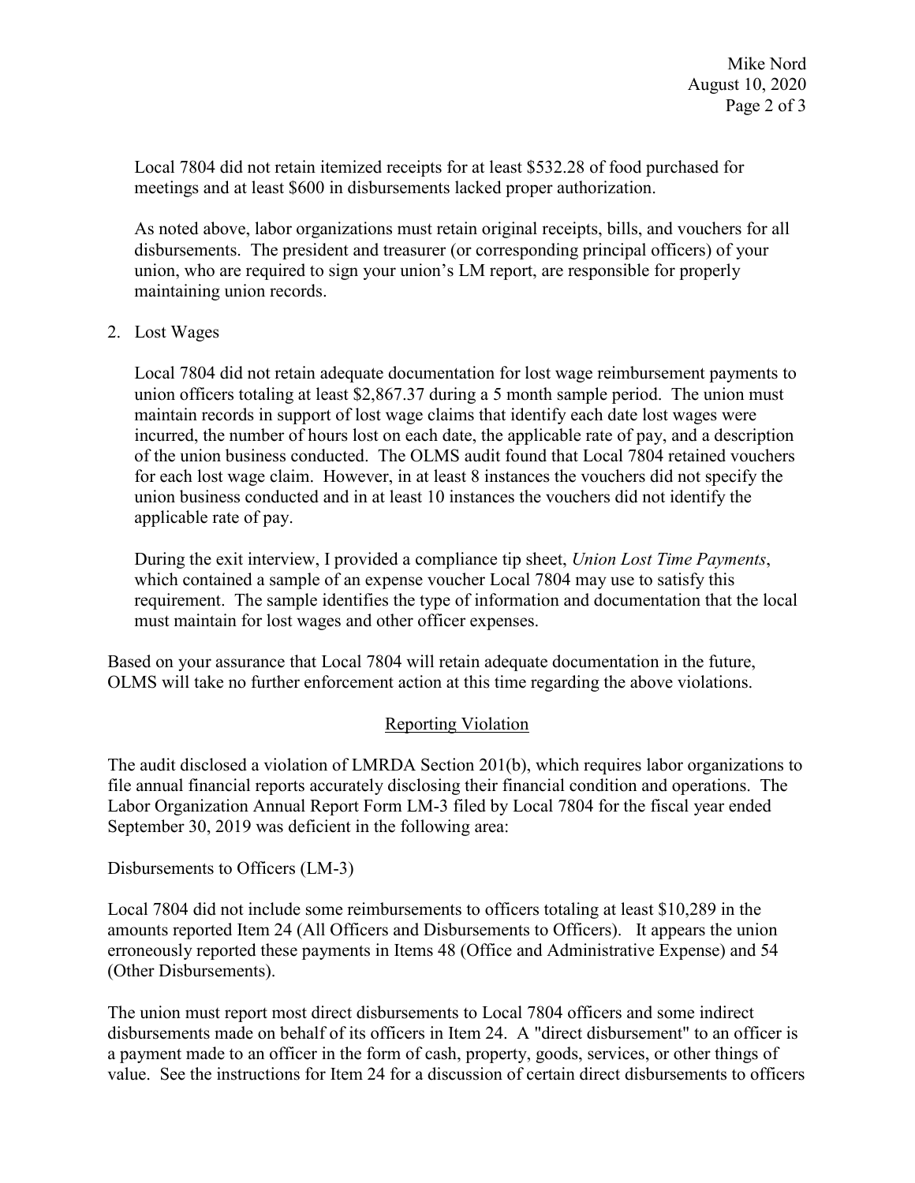Local 7804 did not retain itemized receipts for at least $532.28 of food purchased for meetings and at least $600 in disbursements lacked proper authorization.

As noted above, labor organizations must retain original receipts, bills, and vouchers for all disbursements. The president and treasurer (or corresponding principal officers) of your union, who are required to sign your union's LM report, are responsible for properly maintaining union records.

2. Lost Wages

   Local 7804 did not retain adequate documentation for lost wage reimbursement payments to union officers totaling at least $2,867.37 during a 5 month sample period. The union must maintain records in support of lost wage claims that identify each date lost wages were incurred, the number of hours lost on each date, the applicable rate of pay, and a description of the union business conducted. The OLMS audit found that Local 7804 retained vouchers for each lost wage claim. However, in at least 8 instances the vouchers did not specify the union business conducted and in at least 10 instances the vouchers did not identify the applicable rate of pay.

   During the exit interview, I provided a compliance tip sheet, *Union Lost Time Payments*, which contained a sample of an expense voucher Local 7804 may use to satisfy this requirement. The sample identifies the type of information and documentation that the local must maintain for lost wages and other officer expenses.

Based on your assurance that Local 7804 will retain adequate documentation in the future, OLMS will take no further enforcement action at this time regarding the above violations.

## Reporting Violation

The audit disclosed a violation of LMRDA Section 201(b), which requires labor organizations to file annual financial reports accurately disclosing their financial condition and operations. The Labor Organization Annual Report Form LM-3 filed by Local 7804 for the fiscal year ended September 30, 2019 was deficient in the following area:

Disbursements to Officers (LM-3)

Local 7804 did not include some reimbursements to officers totaling at least $10,289 in the amounts reported Item 24 (All Officers and Disbursements to Officers). It appears the union erroneously reported these payments in Items 48 (Office and Administrative Expense) and 54 (Other Disbursements).

The union must report most direct disbursements to Local 7804 officers and some indirect disbursements made on behalf of its officers in Item 24. A "direct disbursement" to an officer is a payment made to an officer in the form of cash, property, goods, services, or other things of value. See the instructions for Item 24 for a discussion of certain direct disbursements to officers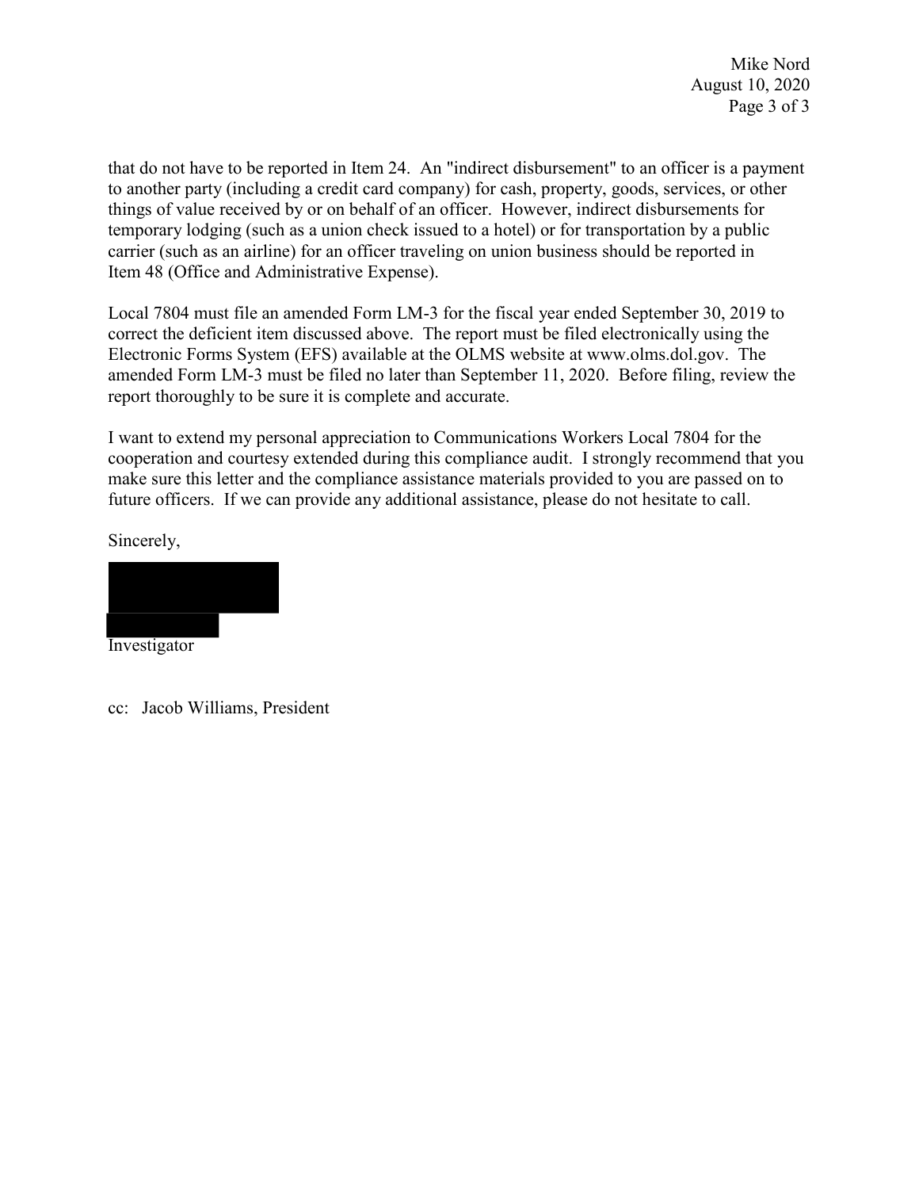that do not have to be reported in Item 24. An "indirect disbursement" to an officer is a payment to another party (including a credit card company) for cash, property, goods, services, or other things of value received by or on behalf of an officer. However, indirect disbursements for temporary lodging (such as a union check issued to a hotel) or for transportation by a public carrier (such as an airline) for an officer traveling on union business should be reported in Item 48 (Office and Administrative Expense).

Local 7804 must file an amended Form LM-3 for the fiscal year ended September 30, 2019 to correct the deficient item discussed above. The report must be filed electronically using the Electronic Forms System (EFS) available at the OLMS website at www.olms.dol.gov. The amended Form LM-3 must be filed no later than September 11, 2020. Before filing, review the report thoroughly to be sure it is complete and accurate.

I want to extend my personal appreciation to Communications Workers Local 7804 for the cooperation and courtesy extended during this compliance audit. I strongly recommend that you make sure this letter and the compliance assistance materials provided to you are passed on to future officers. If we can provide any additional assistance, please do not hesitate to call.

Sincerely,

Investigator

cc: Jacob Williams, President